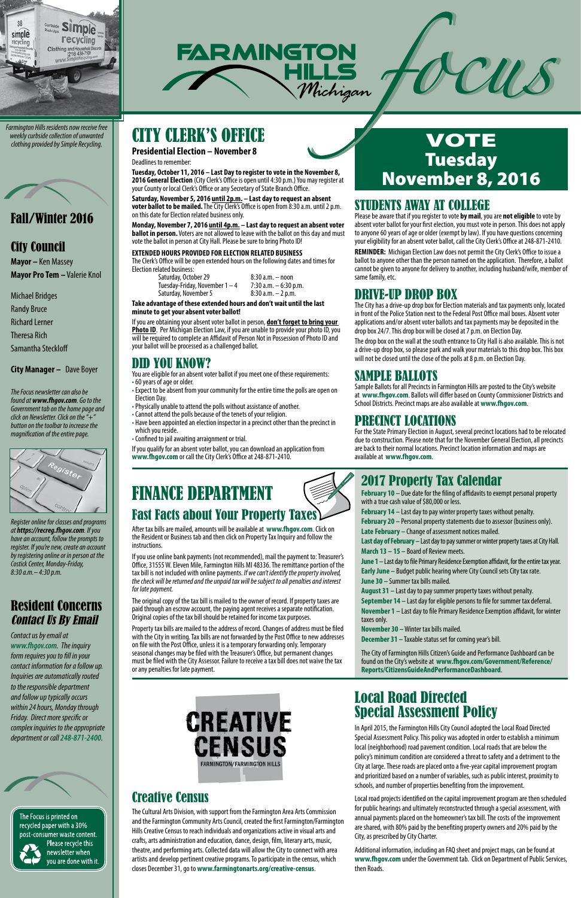# FARMINGTON HILLS Michigan Focus

*Farmington Hills residents now receive free weekly curbside collection of unwanted clothing provided by Simple Recycling.*

## Fall/Winter 2016

## City Council

**Mayor –** Ken Massey
**Mayor Pro Tem –** Valerie Knol

Michael Bridges
Randy Bruce
Richard Lerner
Theresa Rich
Samantha Steckloff

**City Manager –** Dave Boyer

*The Focus newsletter can also be found at **www.fhgov.com**. Go to the Government tab on the home page and click on Newsletter. Click on the "+" button on the toolbar to increase the magnification of the entire page.*

*Register online for classes and programs at **https://recreg.fhgov.com**. If you have an account, follow the prompts to register. If you're new, create an account by registering online or in person at the Costick Center, Monday-Friday, 8:30 a.m.– 4:30 p.m.*

## Resident Concerns *Contact Us By Email*

*Contact us by email at **www.fhgov.com**. The inquiry form requires you to fill in your contact information for a follow up. Inquiries are automatically routed to the responsible department and follow up typically occurs within 24 hours, Monday through Friday. Direct more specific or complex inquiries to the appropriate department or call **248-871-2400**.*

The Focus is printed on recycled paper with a 30% post-consumer waste content. Please recycle this newsletter when you are done with it.

# CITY CLERK'S OFFICE

**Presidential Election – November 8**

Deadlines to remember:

**Tuesday, October 11, 2016 – Last Day to register to vote in the November 8, 2016 General Election** (City Clerk's Office is open until 4:30 p.m.) You may register at your County or local Clerk's Office or any Secretary of State Branch Office.

**Saturday, November 5, 2016 until 2p.m. – Last day to request an absent voter ballot to be mailed.** The City Clerk's Office is open from 8:30 a.m. until 2 p.m. on this date for Election related business only.

**Monday, November 7, 2016 until 4p.m. – Last day to request an absent voter ballot in person.** Voters are not allowed to leave with the ballot on this day and must vote the ballot in person at City Hall. Please be sure to bring Photo ID!

**EXTENDED HOURS PROVIDED FOR ELECTION RELATED BUSINESS**

The Clerk's Office will be open extended hours on the following dates and times for Election related business:

| | |
|---|---|
| Saturday, October 29 | 8:30 a.m. – noon |
| Tuesday-Friday, November 1 – 4 | 7:30 a.m. – 6:30 p.m. |
| Saturday, November 5 | 8:30 a.m. – 2 p.m. |

**Take advantage of these extended hours and don't wait until the last minute to get your absent voter ballot!**

If you are obtaining your absent voter ballot in person, **don't forget to bring your Photo ID**. Per Michigan Election Law, if you are unable to provide your photo ID, you will be required to complete an Affidavit of Person Not in Possession of Photo ID and your ballot will be processed as a challenged ballot.

## DID YOU KNOW?

You are eligible for an absent voter ballot if you meet one of these requirements:

- 60 years of age or older.
- Expect to be absent from your community for the entire time the polls are open on Election Day.
- Physically unable to attend the polls without assistance of another.
- Cannot attend the polls because of the tenets of your religion.
- Have been appointed an election inspector in a precinct other than the precinct in which you reside.
- Confined to jail awaiting arraignment or trial.

If you qualify for an absent voter ballot, you can download an application from **www.fhgov.com** or call the City Clerk's Office at 248-871-2410.

# VOTE Tuesday November 8, 2016

## STUDENTS AWAY AT COLLEGE

Please be aware that if you register to vote **by mail**, you are **not eligible** to vote by absent voter ballot for your first election, you must vote in person. This does not apply to anyone 60 years of age or older (exempt by law). If you have questions concerning your eligibility for an absent voter ballot, call the City Clerk's Office at 248-871-2410.

**REMINDER:** Michigan Election Law does not permit the City Clerk's Office to issue a ballot to anyone other than the person named on the application. Therefore, a ballot cannot be given to anyone for delivery to another, including husband/wife, member of same family, etc.

## DRIVE-UP DROP BOX

The City has a drive-up drop box for Election materials and tax payments only, located in front of the Police Station next to the Federal Post Office mail boxes. Absent voter applications and/or absent voter ballots and tax payments may be deposited in the drop box 24/7. This drop box will be closed at 7 p.m. on Election Day.

The drop box on the wall at the south entrance to City Hall is also available. This is not a drive-up drop box, so please park and walk your materials to this drop box. This box will not be closed until the close of the polls at 8 p.m. on Election Day.

## SAMPLE BALLOTS

Sample Ballots for all Precincts in Farmington Hills are posted to the City's website at **www.fhgov.com**. Ballots will differ based on County Commissioner Districts and School Districts. Precinct maps are also available at **www.fhgov.com**.

## PRECINCT LOCATIONS

For the State Primary Election in August, several precinct locations had to be relocated due to construction. Please note that for the November General Election, all precincts are back to their normal locations. Precinct location information and maps are available at **www.fhgov.com**.

# FINANCE DEPARTMENT

## Fast Facts about Your Property Taxes

After tax bills are mailed, amounts will be available at **www.fhgov.com**. Click on the Resident or Business tab and then click on Property Tax Inquiry and follow the instructions.

If you use online bank payments (not recommended), mail the payment to: Treasurer's Office, 31555 W. Eleven Mile, Farmington Hills MI 48336. The remittance portion of the tax bill is not included with online payments. *If we can't identify the property involved, the check will be returned and the unpaid tax will be subject to all penalties and interest for late payment.*

The original copy of the tax bill is mailed to the owner of record. If property taxes are paid through an escrow account, the paying agent receives a separate notification. Original copies of the tax bill should be retained for income tax purposes.

Property tax bills are mailed to the address of record. Changes of address must be filed with the City in writing. Tax bills are not forwarded by the Post Office to new addresses on file with the Post Office, unless it is a temporary forwarding only. Temporary seasonal changes may be filed with the Treasurer's Office, but permanent changes must be filed with the City Assessor. Failure to receive a tax bill does not waive the tax or any penalties for late payment.

## 2017 Property Tax Calendar

**February 10 –** Due date for the filing of affidavits to exempt personal property with a true cash value of $80,000 or less.
**February 14 –** Last day to pay winter property taxes without penalty.
**February 20 –** Personal property statements due to assessor (business only).
**Late February –** Change of assessment notices mailed.
**Last day of February –** Last day to pay summer or winter property taxes at City Hall.
**March 13 – 15 –** Board of Review meets.
**June 1 –** Last day to file Primary Residence Exemption affidavit, for the entire tax year.
**Early June –** Budget public hearing where City Council sets City tax rate.
**June 30 –** Summer tax bills mailed.
**August 31 –** Last day to pay summer property taxes without penalty.
**September 14 –** Last day for eligible persons to file for summer tax deferral.
**November 1 –** Last day to file Primary Residence Exemption affidavit, for winter taxes only.
**November 30 –** Winter tax bills mailed.
**December 31 –** Taxable status set for coming year's bill.

The City of Farmington Hills Citizen's Guide and Performance Dashboard can be found on the City's website at **www.fhgov.com/Government/Reference/Reports/CitizensGuideAndPerformanceDashboard**.

CREATIVE CENSUS
FARMINGTON/FARMINGTON HILLS

## Creative Census

The Cultural Arts Division, with support from the Farmington Area Arts Commission and the Farmington Community Arts Council, created the first Farmington/Farmington Hills Creative Census to reach individuals and organizations active in visual arts and crafts, arts administration and education, dance, design, film, literary arts, music, theatre, and performing arts. Collected data will allow the City to connect with area artists and develop pertinent creative programs. To participate in the census, which closes December 31, go to **www.farmingtonarts.org/creative-census**.

## Local Road Directed Special Assessment Policy

In April 2015, the Farmington Hills City Council adopted the Local Road Directed Special Assessment Policy. This policy was adopted in order to establish a minimum local (neighborhood) road pavement condition. Local roads that are below the policy's minimum condition are considered a threat to safety and a detriment to the City at large. These roads are placed onto a five-year capital improvement program and prioritized based on a number of variables, such as public interest, proximity to schools, and number of properties benefiting from the improvement.

Local road projects identified on the capital improvement program are then scheduled for public hearings and ultimately reconstructed through a special assessment, with annual payments placed on the homeowner's tax bill. The costs of the improvement are shared, with 80% paid by the benefiting property owners and 20% paid by the City, as prescribed by City Charter.

Additional information, including an FAQ sheet and project maps, can be found at **www.fhgov.com** under the Government tab. Click on Department of Public Services, then Roads.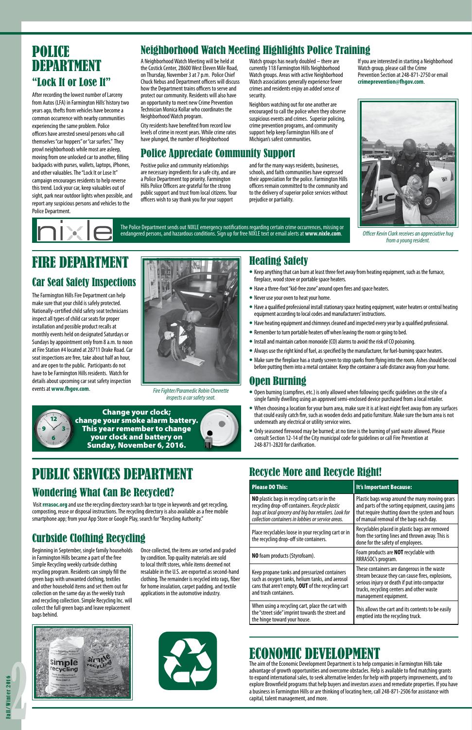# POLICE DEPARTMENT

## "Lock It or Lose It"

After recording the lowest number of Larceny from Autos (LFA) in Farmington Hills' history two years ago, thefts from vehicles have become a common occurrence with nearby communities experiencing the same problem. Police officers have arrested several persons who call themselves "car hoppers" or "car surfers." They prowl neighborhoods while most are asleep, moving from one unlocked car to another, filling backpacks with purses, wallets, laptops, iPhones, and other valuables. The "Lock It or Lose It" campaign encourages residents to help reverse this trend. Lock your car, keep valuables out of sight, park near outdoor lights when possible, and report any suspicious persons and vehicles to the Police Department.

## Neighborhood Watch Meeting Highlights Police Training

A Neighborhood Watch Meeting will be held at the Costick Center, 28600 West Eleven Mile Road, on Thursday, November 3 at 7 p.m. Police Chief Chuck Nebus and Department officers will discuss how the Department trains officers to serve and protect our community. Residents will also have an opportunity to meet new Crime Prevention Technician Monica Kollar who coordinates the Neighborhood Watch program.

City residents have benefited from record low levels of crime in recent years. While crime rates have plunged, the number of Neighborhood Watch groups has nearly doubled – there are currently 118 Farmington Hills Neighborhood Watch groups. Areas with active Neighborhood Watch associations generally experience fewer crimes and residents enjoy an added sense of security.

Neighbors watching out for one another are encouraged to call the police when they observe suspicious events and crimes. Superior policing, crime prevention programs, and community support help keep Farmington Hills one of Michigan's safest communities.

If you are interested in starting a Neighborhood Watch group, please call the Crime Prevention Section at 248-871-2750 or email **crimeprevention@fhgov.com**.

*Officer Kevin Clark receives an appreciative hug from a young resident.*

## Police Appreciate Community Support

Positive police and community relationships are necessary ingredients for a safe city, and are a Police Department top priority. Farmington Hills Police Officers are grateful for the strong public support and trust from local citizens. Your officers wish to say thank you for your support and for the many ways residents, businesses, schools, and faith communities have expressed their appreciation for the police. Farmington Hills officers remain committed to the community and to the delivery of superior police services without prejudice or partiality.

The Police Department sends out NIXLE emergency notifications regarding certain crime occurrences, missing or endangered persons, and hazardous conditions. Sign up for free NIXLE text or email alerts at **www.nixle.com**.

# FIRE DEPARTMENT

## Car Seat Safety Inspections

The Farmington Hills Fire Department can help make sure that your child is safely protected. Nationally-certified child safety seat technicians inspect all types of child car seats for proper installation and possible product recalls at monthly events held on designated Saturdays or Sundays by appointment only from 8 a.m. to noon at Fire Station #4 located at 28711 Drake Road. Car seat inspections are free, take about half an hour, and are open to the public. Participants do not have to be Farmington Hills residents. Watch for details about upcoming car seat safety inspection events at **www.fhgov.com**.

*Fire Fighter/Paramedic Robin Chevrette inspects a car safety seat.*

**Change your clock; change your smoke alarm battery. This year remember to change your clock and battery on Sunday, November 6, 2016.**

## Heating Safety

- Keep anything that can burn at least three feet away from heating equipment, such as the furnace, fireplace, wood stove or portable space heaters.
- Have a three-foot "kid-free zone" around open fires and space heaters.
- Never use your oven to heat your home.
- Have a qualified professional install stationary space heating equipment, water heaters or central heating equipment according to local codes and manufacturers' instructions.
- Have heating equipment and chimneys cleaned and inspected every year by a qualified professional.
- Remember to turn portable heaters off when leaving the room or going to bed.
- Install and maintain carbon monoxide (CO) alarms to avoid the risk of CO poisoning.
- Always use the right kind of fuel, as specified by the manufacturer, for fuel-burning space heaters.
- Make sure the fireplace has a sturdy screen to stop sparks from flying into the room. Ashes should be cool before putting them into a metal container. Keep the container a safe distance away from your home.

## Open Burning

- Open burning (campfires, etc.) is only allowed when following specific guidelines on the site of a single family dwelling using an approved semi-enclosed device purchased from a local retailer.
- When choosing a location for your burn area, make sure it is at least eight feet away from any surfaces that could easily catch fire, such as wooden decks and patio furniture. Make sure the burn area is not underneath any electrical or utility service wires.
- Only seasoned firewood may be burned; at no time is the burning of yard waste allowed. Please consult Section 12-14 of the City municipal code for guidelines or call Fire Prevention at 248-871-2820 for clarification.

# PUBLIC SERVICES DEPARTMENT

## Wondering What Can Be Recycled?

Visit **rrrasoc.org** and use the recycling directory search bar to type in keywords and get recycling, composting, reuse or disposal instructions. The recycling directory is also available as a free mobile smartphone app; from your App Store or Google Play, search for "Recycling Authority."

## Curbside Clothing Recycling

Beginning in September, single family households in Farmington Hills became a part of the free Simple Recycling weekly curbside clothing recycling program. Residents can simply fill the green bags with unwanted clothing, textiles and other household items and set them out for collection on the same day as the weekly trash and recycling collection. Simple Recycling Inc. will collect the full green bags and leave replacement bags behind.

Once collected, the items are sorted and graded by condition. Top quality materials are sold to local thrift stores, while items deemed not resalable in the U.S. are exported as second-hand clothing. The remainder is recycled into rags, fiber for home insulation, carpet padding, and textile applications in the automotive industry.

## Recycle More and Recycle Right!

| Please DO This: | It's Important Because: |
|---|---|
| **NO** plastic bags in recycling carts or in the recycling drop-off containers. *Recycle plastic bags at local grocery and big box retailers. Look for collection containers in lobbies or service areas.* | Plastic bags wrap around the many moving gears and parts of the sorting equipment, causing jams that require shutting down the system and hours of manual removal of the bags each day. |
| Place recyclables loose in your recycling cart or in the recycling drop-off site containers. | Recyclables placed in plastic bags are removed from the sorting lines and thrown away. This is done for the safety of employees. |
| **NO** foam products (Styrofoam). | Foam products are **NOT** recyclable with RRRASOC's program. |
| Keep propane tanks and pressurized containers such as oxygen tanks, helium tanks, and aerosol cans that aren't empty, **OUT** of the recycling cart and trash containers. | These containers are dangerous in the waste stream because they can cause fires, explosions, serious injury or death if put into compactor trucks, recycling centers and other waste management equipment. |
| When using a recycling cart, place the cart with the "street side" imprint towards the street and the hinge toward your house. | This allows the cart and its contents to be easily emptied into the recycling truck. |

# ECONOMIC DEVELOPMENT

The aim of the Economic Development Department is to help companies in Farmington Hills take advantage of growth opportunities and overcome obstacles. Help is available to find matching grants to expand international sales, to seek alternative lenders for help with property improvements, and to explore Brownfield programs that help buyers and investors assess and remediate properties. If you have a business in Farmington Hills or are thinking of locating here, call 248-871-2506 for assistance with capital, talent management, and more.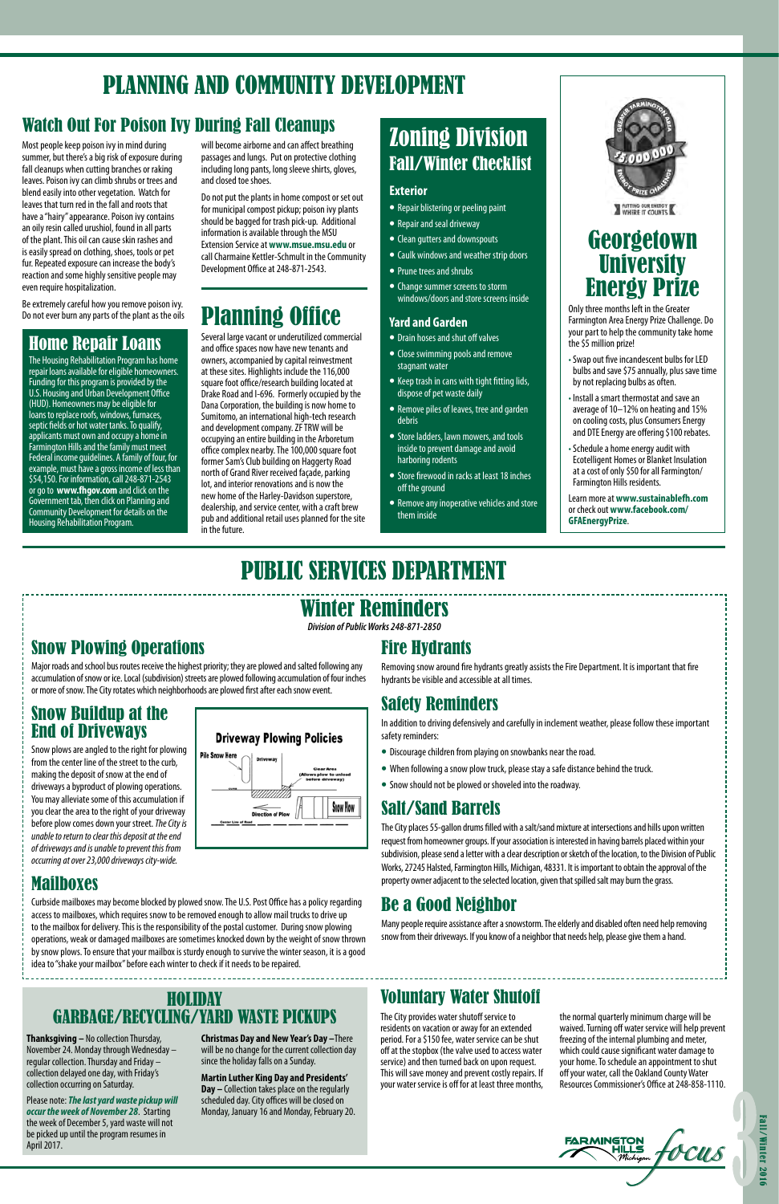# PLANNING AND COMMUNITY DEVELOPMENT

## Watch Out For Poison Ivy During Fall Cleanups

Most people keep poison ivy in mind during summer, but there's a big risk of exposure during fall cleanups when cutting branches or raking leaves. Poison ivy can climb shrubs or trees and blend easily into other vegetation. Watch for leaves that turn red in the fall and roots that have a "hairy" appearance. Poison ivy contains an oily resin called urushiol, found in all parts of the plant. This oil can cause skin rashes and is easily spread on clothing, shoes, tools or pet fur. Repeated exposure can increase the body's reaction and some highly sensitive people may even require hospitalization.

Be extremely careful how you remove poison ivy. Do not ever burn any parts of the plant as the oils will become airborne and can affect breathing passages and lungs. Put on protective clothing including long pants, long sleeve shirts, gloves, and closed toe shoes.

Do not put the plants in home compost or set out for municipal compost pickup; poison ivy plants should be bagged for trash pick-up. Additional information is available through the MSU Extension Service at **www.msue.msu.edu** or call Charmaine Kettler-Schmult in the Community Development Office at 248-871-2543.

## Home Repair Loans

The Housing Rehabilitation Program has home repair loans available for eligible homeowners. Funding for this program is provided by the U.S. Housing and Urban Development Office (HUD). Homeowners may be eligible for loans to replace roofs, windows, furnaces, septic fields or hot water tanks. To qualify, applicants must own and occupy a home in Farmington Hills and the family must meet Federal income guidelines. A family of four, for example, must have a gross income of less than $54,150. For information, call 248-871-2543 or go to **www.fhgov.com** and click on the Government tab, then click on Planning and Community Development for details on the Housing Rehabilitation Program.

## Planning Office

Several large vacant or underutilized commercial and office spaces now have new tenants and owners, accompanied by capital reinvestment at these sites. Highlights include the 116,000 square foot office/research building located at Drake Road and I-696. Formerly occupied by the Dana Corporation, the building is now home to Sumitomo, an international high-tech research and development company. ZF TRW will be occupying an entire building in the Arboretum office complex nearby. The 100,000 square foot former Sam's Club building on Haggerty Road north of Grand River received façade, parking lot, and interior renovations and is now the new home of the Harley-Davidson superstore, dealership, and service center, with a craft brew pub and additional retail uses planned for the site in the future.

## Zoning Division
### Fall/Winter Checklist

**Exterior**

- Repair blistering or peeling paint
- Repair and seal driveway
- Clean gutters and downspouts
- Caulk windows and weather strip doors
- Prune trees and shrubs
- Change summer screens to storm windows/doors and store screens inside

**Yard and Garden**

- Drain hoses and shut off valves
- Close swimming pools and remove stagnant water
- Keep trash in cans with tight fitting lids, dispose of pet waste daily
- Remove piles of leaves, tree and garden debris
- Store ladders, lawn mowers, and tools inside to prevent damage and avoid harboring rodents
- Store firewood in racks at least 18 inches off the ground
- Remove any inoperative vehicles and store them inside

## Georgetown University Energy Prize

Only three months left in the Greater Farmington Area Energy Prize Challenge. Do your part to help the community take home the $5 million prize!

- Swap out five incandescent bulbs for LED bulbs and save $75 annually, plus save time by not replacing bulbs as often.
- Install a smart thermostat and save an average of 10–12% on heating and 15% on cooling costs, plus Consumers Energy and DTE Energy are offering $100 rebates.
- Schedule a home energy audit with Ecotelligent Homes or Blanket Insulation at a cost of only $50 for all Farmington/Farmington Hills residents.

Learn more at **www.sustainablefh.com** or check out **www.facebook.com/GFAEnergyPrize**.

# PUBLIC SERVICES DEPARTMENT

## Winter Reminders

***Division of Public Works 248-871-2850***

### Snow Plowing Operations

Major roads and school bus routes receive the highest priority; they are plowed and salted following any accumulation of snow or ice. Local (subdivision) streets are plowed following accumulation of four inches or more of snow. The City rotates which neighborhoods are plowed first after each snow event.

### Snow Buildup at the End of Driveways

Snow plows are angled to the right for plowing from the center line of the street to the curb, making the deposit of snow at the end of driveways a byproduct of plowing operations. You may alleviate some of this accumulation if you clear the area to the right of your driveway before plow comes down your street. *The City is unable to return to clear this deposit at the end of driveways and is unable to prevent this from occurring at over 23,000 driveways city-wide.*

**Driveway Plowing Policies**

Pile Snow Here — Driveway — Clear Area (Allows plow to unload before driveway) — Curb — Direction of Plow — Snow Plow — Center Line of Road

### Mailboxes

Curbside mailboxes may become blocked by plowed snow. The U.S. Post Office has a policy regarding access to mailboxes, which requires snow to be removed enough to allow mail trucks to drive up to the mailbox for delivery. This is the responsibility of the postal customer. During snow plowing operations, weak or damaged mailboxes are sometimes knocked down by the weight of snow thrown by snow plows. To ensure that your mailbox is sturdy enough to survive the winter season, it is a good idea to "shake your mailbox" before each winter to check if it needs to be repaired.

### Fire Hydrants

Removing snow around fire hydrants greatly assists the Fire Department. It is important that fire hydrants be visible and accessible at all times.

### Safety Reminders

In addition to driving defensively and carefully in inclement weather, please follow these important safety reminders:

- Discourage children from playing on snowbanks near the road.
- When following a snow plow truck, please stay a safe distance behind the truck.
- Snow should not be plowed or shoveled into the roadway.

### Salt/Sand Barrels

The City places 55-gallon drums filled with a salt/sand mixture at intersections and hills upon written request from homeowner groups. If your association is interested in having barrels placed within your subdivision, please send a letter with a clear description or sketch of the location, to the Division of Public Works, 27245 Halsted, Farmington Hills, Michigan, 48331. It is important to obtain the approval of the property owner adjacent to the selected location, given that spilled salt may burn the grass.

### Be a Good Neighbor

Many people require assistance after a snowstorm. The elderly and disabled often need help removing snow from their driveways. If you know of a neighbor that needs help, please give them a hand.

## Holiday Garbage/Recycling/Yard Waste Pickups

**Thanksgiving –** No collection Thursday, November 24. Monday through Wednesday – regular collection. Thursday and Friday – collection delayed one day, with Friday's collection occurring on Saturday.

Please note: ***The last yard waste pickup will occur the week of November 28.*** Starting the week of December 5, yard waste will not be picked up until the program resumes in April 2017.

**Christmas Day and New Year's Day –** There will be no change for the current collection day since the holiday falls on a Sunday.

**Martin Luther King Day and Presidents' Day –** Collection takes place on the regularly scheduled day. City offices will be closed on Monday, January 16 and Monday, February 20.

## Voluntary Water Shutoff

The City provides water shutoff service to residents on vacation or away for an extended period. For a $150 fee, water service can be shut off at the stopbox (the valve used to access water service) and then turned back on upon request. This will save money and prevent costly repairs. If your water service is off for at least three months, the normal quarterly minimum charge will be waived. Turning off water service will help prevent freezing of the internal plumbing and meter, which could cause significant water damage to your home. To schedule an appointment to shut off your water, call the Oakland County Water Resources Commissioner's Office at 248-858-1110.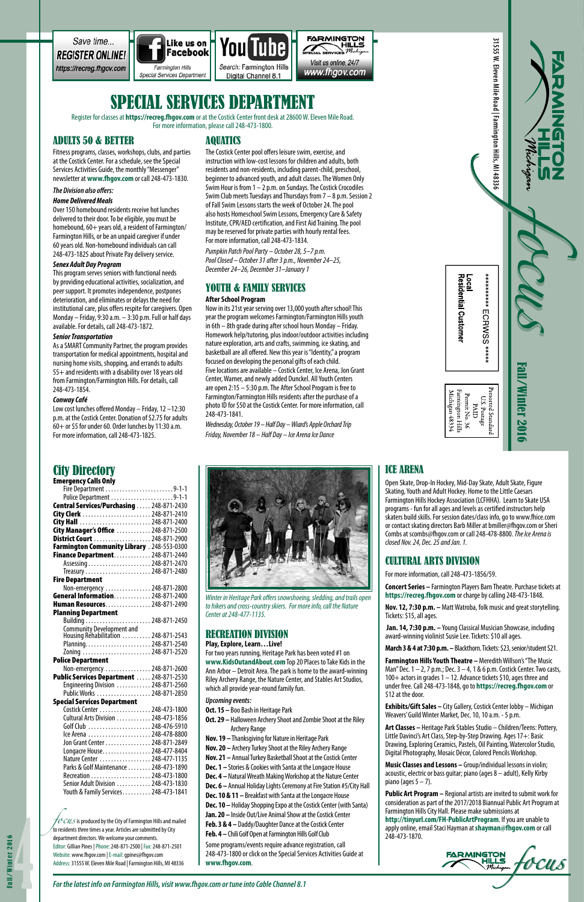Save time... **REGISTER ONLINE!** https://recreg.fhgov.com

Like us on Facebook — Farmington Hills Special Services Department

YouTube — Search: Farmington Hills Digital Channel 8.1

FARMINGTON HILLS Special Services Michigan — Visit us online, 24/7 www.fhgov.com

# SPECIAL SERVICES DEPARTMENT

Register for classes at **https://recreg.fhgov.com** or at the Costick Center front desk at 28600 W. Eleven Mile Road. For more information, please call 248-473-1800.

## ADULTS 50 & BETTER

Fitness programs, classes, workshops, clubs, and parties at the Costick Center. For a schedule, see the Special Services Activities Guide, the monthly "Messenger" newsletter at **www.fhgov.com** or call 248-473-1830.

***The Division also offers:***

***Home Delivered Meals***

Over 150 homebound residents receive hot lunches delivered to their door. To be eligible, you must be homebound, 60+ years old, a resident of Farmington/Farmington Hills, or be an unpaid caregiver if under 60 years old. Non-homebound individuals can call 248-473-1825 about Private Pay delivery service.

***Senex Adult Day Program***

This program serves seniors with functional needs by providing educational activities, socialization, and peer support. It promotes independence, postpones deterioration, and eliminates or delays the need for institutional care, plus offers respite for caregivers. Open Monday – Friday, 9:30 a.m. – 3:30 p.m. Full or half days available. For details, call 248-473-1872.

***Senior Transportation***

As a SMART Community Partner, the program provides transportation for medical appointments, hospital and nursing home visits, shopping, and errands to adults 55+ and residents with a disability over 18 years old from Farmington/Farmington Hills. For details, call 248-473-1854.

***Conway Café***

Low cost lunches offered Monday – Friday, 12 –12:30 p.m. at the Costick Center. Donation of $2.75 for adults 60+ or $5 for under 60. Order lunches by 11:30 a.m. For more information, call 248-473-1825.

## AQUATICS

The Costick Center pool offers leisure swim, exercise, and instruction with low-cost lessons for children and adults, both residents and non-residents, including parent-child, preschool, beginner to advanced youth, and adult classes. The Women Only Swim Hour is from 1 – 2 p.m. on Sundays. The Costick Crocodiles Swim Club meets Tuesdays and Thursdays from 7 – 8 p.m. Session 2 of Fall Swim Lessons starts the week of October 24. The pool also hosts Homeschool Swim Lessons, Emergency Care & Safety Institute, CPR/AED certification, and First Aid Training. The pool may be reserved for private parties with hourly rental fees. For more information, call 248-473-1834.

*Pumpkin Patch Pool Party – October 28, 5–7 p.m.*
*Pool Closed – October 31 after 3 p.m., November 24–25, December 24–26, December 31–January 1*

## YOUTH & FAMILY SERVICES

**After School Program**

Now in its 21st year serving over 13,000 youth after school! This year the program welcomes Farmington/Farmington Hills youth in 6th – 8th grade during after school hours Monday – Friday. Homework help/tutoring, plus indoor/outdoor activities including nature exploration, arts and crafts, swimming, ice skating, and basketball are all offered. New this year is "Identity," a program focused on developing the personal gifts of each child. Five locations are available – Costick Center, Ice Arena, Jon Grant Center, Warner, and newly added Dunckel. All Youth Centers are open 2:15 – 5:30 p.m. The After School Program is free to Farmington/Farmington Hills residents after the purchase of a photo ID for $50 at the Costick Center. For more information, call 248-473-1841.

*Wednesday, October 19 – Half Day – Wiard's Apple Orchard Trip*
*Friday, November 18 – Half Day – Ice Arena Ice Dance*

## City Directory

| | |
|---|---|
| **Emergency Calls Only** | |
| Fire Department | 9-1-1 |
| Police Department | 9-1-1 |
| **Central Services/Purchasing** | 248-871-2430 |
| **City Clerk** | 248-871-2410 |
| **City Hall** | 248-871-2400 |
| **City Manager's Office** | 248-871-2500 |
| **District Court** | 248-871-2900 |
| **Farmington Community Library** | 248-553-0300 |
| **Finance Department** | 248-871-2440 |
| Assessing | 248-871-2470 |
| Treasury | 248-871-2480 |
| **Fire Department** | |
| Non-emergency | 248-871-2800 |
| **General Information** | 248-871-2400 |
| **Human Resources** | 248-871-2490 |
| **Planning Department** | |
| Building | 248-871-2450 |
| Community Development and Housing Rehabilitation | 248-871-2543 |
| Planning | 248-871-2540 |
| Zoning | 248-871-2520 |
| **Police Department** | |
| Non-emergency | 248-871-2600 |
| **Public Services Department** | 248-871-2530 |
| Engineering Division | 248-871-2560 |
| Public Works | 248-871-2850 |
| **Special Services Department** | |
| Costick Center | 248-473-1800 |
| Cultural Arts Division | 248-473-1856 |
| Golf Club | 248-476-5910 |
| Ice Arena | 248-478-8800 |
| Jon Grant Center | 248-473-1849 |
| Longacre House | 248-477-8404 |
| Nature Center | 248-477-1135 |
| Parks & Golf Maintenance | 248-473-1890 |
| Recreation | 248-473-1800 |
| Senior Adult Division | 248-473-1830 |
| Youth & Family Services | 248-473-1841 |

*focus* is produced by the City of Farmington Hills and mailed to residents three times a year. Articles are submitted by City department directors. We welcome your comments.
Editor: Gillian Pines | Phone: 248-871-2500 | Fax: 248-871-2501
Website: www.fhgov.com | E-mail: gpines@fhgov.com
Address: 31555 W. Eleven Mile Road | Farmington Hills, MI 48336

*Winter in Heritage Park offers snowshoeing, sledding, and trails open to hikers and cross-country skiers. For more info, call the Nature Center at 248-477-1135.*

## RECREATION DIVISION

**Play, Explore, Learn…Live!**

For two years running, Heritage Park has been voted #1 on **www.KidsOutandAbout.com** Top 20 Places to Take Kids in the Ann Arbor – Detroit Area. The park is home to the award-winning Riley Archery Range, the Nature Center, and Stables Art Studios, which all provide year-round family fun.

*Upcoming events:*

**Oct. 15 –** Boo Bash in Heritage Park
**Oct. 29 –** Halloween Archery Shoot and Zombie Shoot at the Riley Archery Range
**Nov. 19 –** Thanksgiving for Nature in Heritage Park
**Nov. 20 –** Archery Turkey Shoot at the Riley Archery Range
**Nov. 21 –** Annual Turkey Basketball Shoot at the Costick Center
**Dec. 1 –** Stories & Cookies with Santa at the Longacre House
**Dec. 4 –** Natural Wreath Making Workshop at the Nature Center
**Dec. 6 –** Annual Holiday Lights Ceremony at Fire Station #5/City Hall
**Dec. 10 & 11 –** Breakfast with Santa at the Longacre House
**Dec. 10 –** Holiday Shopping Expo at the Costick Center (with Santa)
**Jan. 20 –** Inside Out/Live Animal Show at the Costick Center
**Feb. 3 & 4 –** Daddy/Daughter Dance at the Costick Center
**Feb. 4 –** Chili Golf Open at Farmington Hills Golf Club

Some programs/events require advance registration, call 248-473-1800 or click on the Special Services Activities Guide at **www.fhgov.com**.

## ICE ARENA

Open Skate, Drop-In Hockey, Mid-Day Skate, Adult Skate, Figure Skating, Youth and Adult Hockey. Home to the Little Caesars Farmington Hills Hockey Association (LCFHHA). Learn to Skate USA programs - fun for all ages and levels as certified instructors help skaters build skills. For session dates/class info, go to www.fhice.com or contact skating directors Barb Miller at bmiller@fhgov.com or Sheri Combs at scombs@fhgov.com or call 248-478-8800. *The Ice Arena is closed Nov. 24, Dec. 25 and Jan. 1.*

## CULTURAL ARTS DIVISION

For more information, call 248-473-1856/59.

**Concert Series –** Farmington Players Barn Theatre. Purchase tickets at **https://recreg.fhgov.com** or charge by calling 248-473-1848.

**Nov. 12, 7:30 p.m. –** Matt Watroba, folk music and great storytelling. Tickets: $15, all ages.

**Jan. 14, 7:30 p.m. –** Young Classical Musician Showcase, including award-winning violinist Susie Lee. Tickets: $10 all ages.

**March 3 & 4 at 7:30 p.m. –** Blackthorn. Tickets: $23, senior/student $21.

**Farmington Hills Youth Theatre –** Meredith Willson's "The Music Man" Dec. 1 – 2, 7 p.m.; Dec. 3 – 4, 1 & 6 p.m. Costick Center. Two casts, 100+ actors in grades 1 – 12. Advance tickets $10, ages three and under free. Call 248-473-1848, go to **https://recreg.fhgov.com** or $12 at the door.

**Exhibits/Gift Sales –** City Gallery, Costick Center lobby – Michigan Weavers' Guild Winter Market, Dec. 10, 10 a.m. - 5 p.m.

**Art Classes –** Heritage Park Stables Studio – Children/Teens: Pottery, Little Davinci's Art Class, Step-by-Step Drawing. Ages 17+: Basic Drawing, Exploring Ceramics, Pastels, Oil Painting, Watercolor Studio, Digital Photography, Mosaic Décor, Colored Pencils Workshop.

**Music Classes and Lessons –** Group/individual lessons in violin; acoustic, electric or bass guitar; piano (ages 8 – adult), Kelly Kirby piano (ages 5 – 7).

**Public Art Program –** Regional artists are invited to submit work for consideration as part of the 2017/2018 Biannual Public Art Program at Farmington Hills City Hall. Please make submissions at **http://tinyurl.com/FH-PublicArtProgram**. If you are unable to apply online, email Staci Hayman at **shayman@fhgov.com** or call 248-473-1870.

FARMINGTON HILLS Michigan *focus* — Fall/Winter 2016

31555 W. Eleven Mile Road | Farmington Hills, MI 48336

********* ECRWSS *****
**Local Residential Customer**

Presorted Standard
U.S. Postage
PAID
Permit No. 36
Farmington Hills
Michigan 48334

*For the latest info on Farmington Hills, visit www.fhgov.com or tune into Cable Channel 8.1*